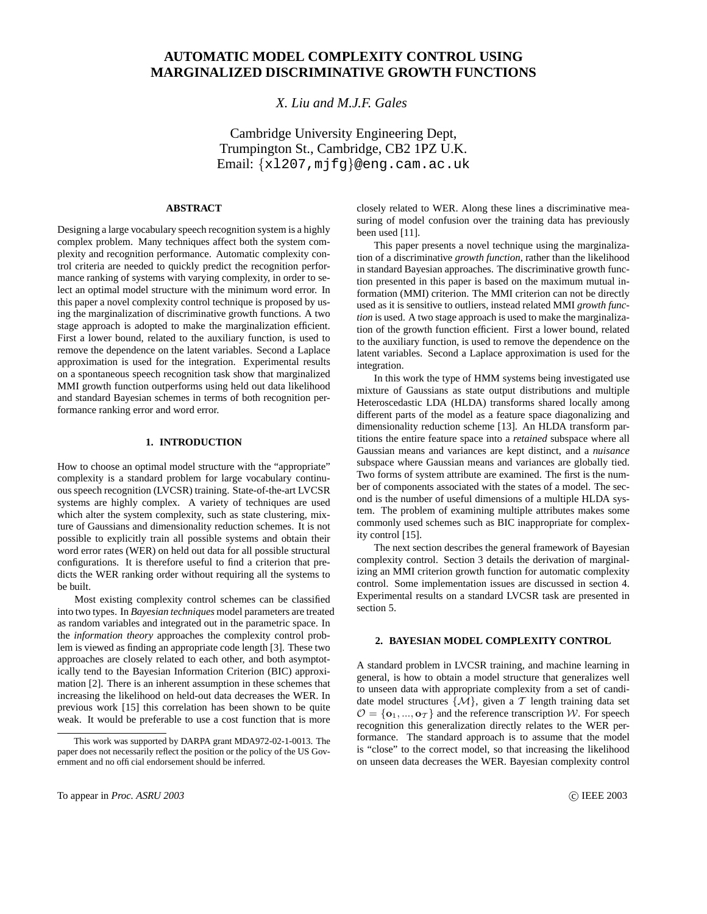# AUTOMATIC MODEL COMPLEXITY CONTROL USING MARGINALIZED DISCRIMINATIVE GROWTH FUNCTIONS

*X. Liu and M.J.F. Gales*

Cambridge University Engineering Dept,
Trumpington St., Cambridge, CB2 1PZ U.K.
Email: {xl207,mjfg}@eng.cam.ac.uk

### ABSTRACT

Designing a large vocabulary speech recognition system is a highly complex problem. Many techniques affect both the system complexity and recognition performance. Automatic complexity control criteria are needed to quickly predict the recognition performance ranking of systems with varying complexity, in order to select an optimal model structure with the minimum word error. In this paper a novel complexity control technique is proposed by using the marginalization of discriminative growth functions. A two stage approach is adopted to make the marginalization efficient. First a lower bound, related to the auxiliary function, is used to remove the dependence on the latent variables. Second a Laplace approximation is used for the integration. Experimental results on a spontaneous speech recognition task show that marginalized MMI growth function outperforms using held out data likelihood and standard Bayesian schemes in terms of both recognition performance ranking error and word error.

## 1. INTRODUCTION

How to choose an optimal model structure with the "appropriate" complexity is a standard problem for large vocabulary continuous speech recognition (LVCSR) training. State-of-the-art LVCSR systems are highly complex. A variety of techniques are used which alter the system complexity, such as state clustering, mixture of Gaussians and dimensionality reduction schemes. It is not possible to explicitly train all possible systems and obtain their word error rates (WER) on held out data for all possible structural configurations. It is therefore useful to find a criterion that predicts the WER ranking order without requiring all the systems to be built.

Most existing complexity control schemes can be classified into two types. In *Bayesian techniques* model parameters are treated as random variables and integrated out in the parametric space. In the *information theory* approaches the complexity control problem is viewed as finding an appropriate code length [3]. These two approaches are closely related to each other, and both asymptotically tend to the Bayesian Information Criterion (BIC) approximation [2]. There is an inherent assumption in these schemes that increasing the likelihood on held-out data decreases the WER. In previous work [15] this correlation has been shown to be quite weak. It would be preferable to use a cost function that is more closely related to WER. Along these lines a discriminative measuring of model confusion over the training data has previously been used [11].

This paper presents a novel technique using the marginalization of a discriminative *growth function*, rather than the likelihood in standard Bayesian approaches. The discriminative growth function presented in this paper is based on the maximum mutual information (MMI) criterion. The MMI criterion can not be directly used as it is sensitive to outliers, instead related MMI *growth function* is used. A two stage approach is used to make the marginalization of the growth function efficient. First a lower bound, related to the auxiliary function, is used to remove the dependence on the latent variables. Second a Laplace approximation is used for the integration.

In this work the type of HMM systems being investigated use mixture of Gaussians as state output distributions and multiple Heteroscedastic LDA (HLDA) transforms shared locally among different parts of the model as a feature space diagonalizing and dimensionality reduction scheme [13]. An HLDA transform partitions the entire feature space into a *retained* subspace where all Gaussian means and variances are kept distinct, and a *nuisance* subspace where Gaussian means and variances are globally tied. Two forms of system attribute are examined. The first is the number of components associated with the states of a model. The second is the number of useful dimensions of a multiple HLDA system. The problem of examining multiple attributes makes some commonly used schemes such as BIC inappropriate for complexity control [15].

The next section describes the general framework of Bayesian complexity control. Section 3 details the derivation of marginalizing an MMI criterion growth function for automatic complexity control. Some implementation issues are discussed in section 4. Experimental results on a standard LVCSR task are presented in section 5.

## 2. BAYESIAN MODEL COMPLEXITY CONTROL

A standard problem in LVCSR training, and machine learning in general, is how to obtain a model structure that generalizes well to unseen data with appropriate complexity from a set of candidate model structures $\{\mathcal{M}\}$, given a $\mathcal{T}$ length training data set $\mathcal{O} = \{\mathbf{o}_1, ..., \mathbf{o}_{\mathcal{T}}\}$ and the reference transcription $\mathcal{W}$. For speech recognition this generalization directly relates to the WER performance. The standard approach is to assume that the model is "close" to the correct model, so that increasing the likelihood on unseen data decreases the WER. Bayesian complexity control

This work was supported by DARPA grant MDA972-02-1-0013. The paper does not necessarily reflect the position or the policy of the US Government and no official endorsement should be inferred.

To appear in *Proc. ASRU 2003* © IEEE 2003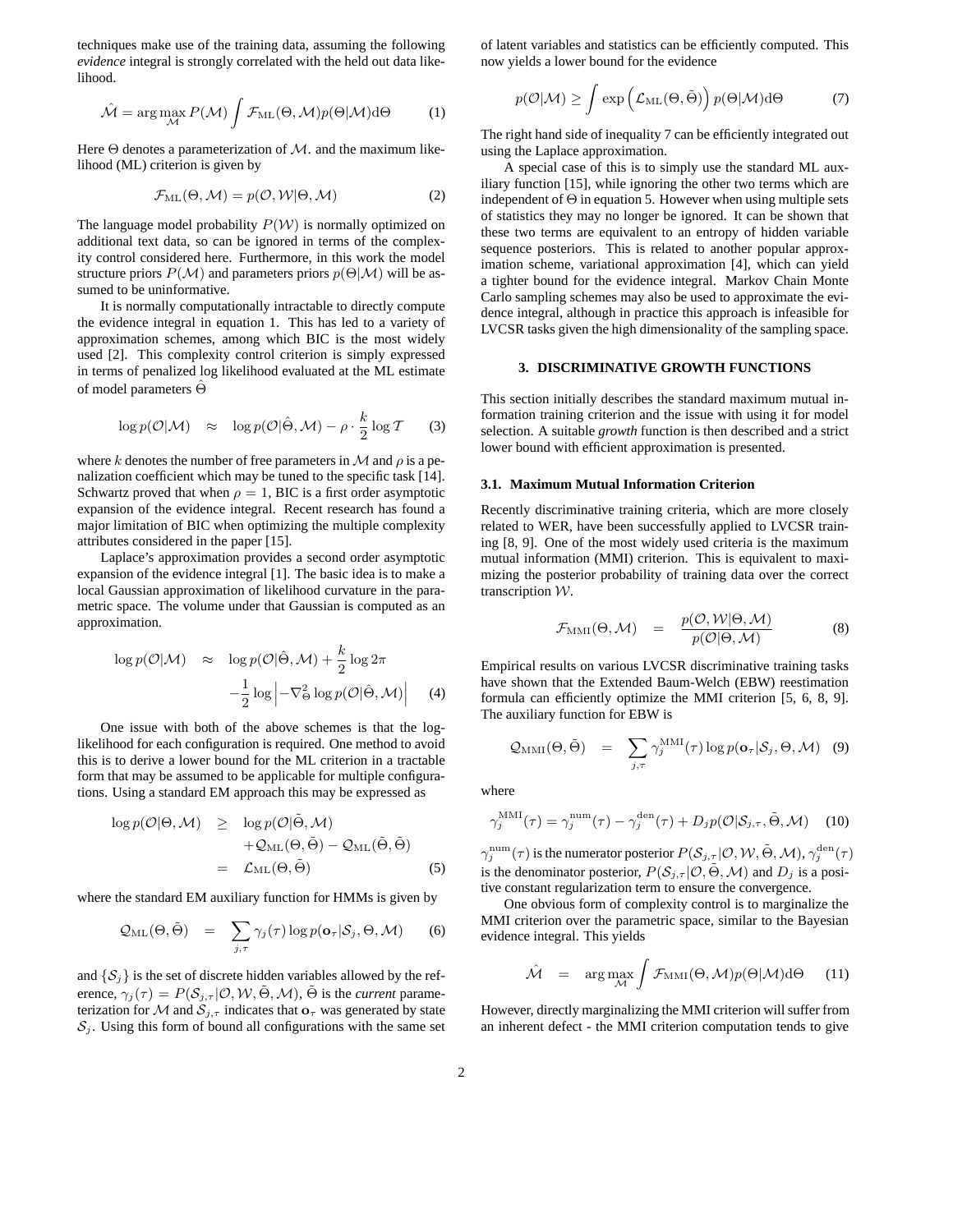techniques make use of the training data, assuming the following *evidence* integral is strongly correlated with the held out data likelihood.

$$\hat{\mathcal{M}} = \arg\max_{\mathcal{M}} P(\mathcal{M}) \int \mathcal{F}_{\rm ML}(\Theta, \mathcal{M}) p(\Theta|\mathcal{M}) {\rm d}\Theta \quad (1)$$

Here $\Theta$ denotes a parameterization of $\mathcal{M}$. and the maximum likelihood (ML) criterion is given by

$$\mathcal{F}_{\rm ML}(\Theta, \mathcal{M}) = p(\mathcal{O}, \mathcal{W}|\Theta, \mathcal{M}) \quad (2)$$

The language model probability $P(\mathcal{W})$ is normally optimized on additional text data, so can be ignored in terms of the complexity control considered here. Furthermore, in this work the model structure priors $P(\mathcal{M})$ and parameters priors $p(\Theta|\mathcal{M})$ will be assumed to be uninformative.

It is normally computationally intractable to directly compute the evidence integral in equation 1. This has led to a variety of approximation schemes, among which BIC is the most widely used [2]. This complexity control criterion is simply expressed in terms of penalized log likelihood evaluated at the ML estimate of model parameters $\hat{\Theta}$

$$\log p(\mathcal{O}|\mathcal{M}) \approx \log p(\mathcal{O}|\hat{\Theta}, \mathcal{M}) - \rho \cdot \frac{k}{2} \log \mathcal{T} \quad (3)$$

where $k$ denotes the number of free parameters in $\mathcal{M}$ and $\rho$ is a penalization coefficient which may be tuned to the specific task [14]. Schwartz proved that when $\rho = 1$, BIC is a first order asymptotic expansion of the evidence integral. Recent research has found a major limitation of BIC when optimizing the multiple complexity attributes considered in the paper [15].

Laplace's approximation provides a second order asymptotic expansion of the evidence integral [1]. The basic idea is to make a local Gaussian approximation of likelihood curvature in the parametric space. The volume under that Gaussian is computed as an approximation.

$$\begin{aligned} \log p(\mathcal{O}|\mathcal{M}) \approx\ & \log p(\mathcal{O}|\hat{\Theta}, \mathcal{M}) + \frac{k}{2} \log 2\pi \\ & -\frac{1}{2} \log \left| -\nabla^2_{\Theta} \log p(\mathcal{O}|\hat{\Theta}, \mathcal{M}) \right| \end{aligned} \quad (4)$$

One issue with both of the above schemes is that the log-likelihood for each configuration is required. One method to avoid this is to derive a lower bound for the ML criterion in a tractable form that may be assumed to be applicable for multiple configurations. Using a standard EM approach this may be expressed as

$$\begin{aligned} \log p(\mathcal{O}|\Theta, \mathcal{M}) \geq\ & \log p(\mathcal{O}|\tilde{\Theta}, \mathcal{M}) \\ & + \mathcal{Q}_{\rm ML}(\Theta, \tilde{\Theta}) - \mathcal{Q}_{\rm ML}(\tilde{\Theta}, \tilde{\Theta}) \\ =\ & \mathcal{L}_{\rm ML}(\Theta, \tilde{\Theta}) \end{aligned} \quad (5)$$

where the standard EM auxiliary function for HMMs is given by

$$\mathcal{Q}_{\rm ML}(\Theta, \tilde{\Theta}) = \sum_{j,\tau} \gamma_j(\tau) \log p(\mathbf{o}_\tau|\mathcal{S}_j, \Theta, \mathcal{M}) \quad (6)$$

and $\{\mathcal{S}_j\}$ is the set of discrete hidden variables allowed by the reference, $\gamma_j(\tau) = P(\mathcal{S}_{j,\tau}|\mathcal{O}, \mathcal{W}, \tilde{\Theta}, \mathcal{M})$, $\tilde{\Theta}$ is the *current* parameterization for $\mathcal{M}$ and $\mathcal{S}_{j,\tau}$ indicates that $\mathbf{o}_\tau$ was generated by state $\mathcal{S}_j$. Using this form of bound all configurations with the same set of latent variables and statistics can be efficiently computed. This now yields a lower bound for the evidence

$$p(\mathcal{O}|\mathcal{M}) \geq \int \exp\left(\mathcal{L}_{\rm ML}(\Theta, \tilde{\Theta})\right) p(\Theta|\mathcal{M}) {\rm d}\Theta \quad (7)$$

The right hand side of inequality 7 can be efficiently integrated out using the Laplace approximation.

A special case of this is to simply use the standard ML auxiliary function [15], while ignoring the other two terms which are independent of $\Theta$ in equation 5. However when using multiple sets of statistics they may no longer be ignored. It can be shown that these two terms are equivalent to an entropy of hidden variable sequence posteriors. This is related to another popular approximation scheme, variational approximation [4], which can yield a tighter bound for the evidence integral. Markov Chain Monte Carlo sampling schemes may also be used to approximate the evidence integral, although in practice this approach is infeasible for LVCSR tasks given the high dimensionality of the sampling space.

## 3. DISCRIMINATIVE GROWTH FUNCTIONS

This section initially describes the standard maximum mutual information training criterion and the issue with using it for model selection. A suitable *growth* function is then described and a strict lower bound with efficient approximation is presented.

### 3.1. Maximum Mutual Information Criterion

Recently discriminative training criteria, which are more closely related to WER, have been successfully applied to LVCSR training [8, 9]. One of the most widely used criteria is the maximum mutual information (MMI) criterion. This is equivalent to maximizing the posterior probability of training data over the correct transcription $\mathcal{W}$.

$$\mathcal{F}_{\rm MMI}(\Theta, \mathcal{M}) = \frac{p(\mathcal{O}, \mathcal{W}|\Theta, \mathcal{M})}{p(\mathcal{O}|\Theta, \mathcal{M})} \quad (8)$$

Empirical results on various LVCSR discriminative training tasks have shown that the Extended Baum-Welch (EBW) reestimation formula can efficiently optimize the MMI criterion [5, 6, 8, 9]. The auxiliary function for EBW is

$$\mathcal{Q}_{\rm MMI}(\Theta, \tilde{\Theta}) = \sum_{j,\tau} \gamma_j^{\rm MMI}(\tau) \log p(\mathbf{o}_\tau|\mathcal{S}_j, \Theta, \mathcal{M}) \quad (9)$$

where

$$\gamma_j^{\rm MMI}(\tau) = \gamma_j^{\rm num}(\tau) - \gamma_j^{\rm den}(\tau) + D_j p(\mathcal{O}|\mathcal{S}_{j,\tau}, \tilde{\Theta}, \mathcal{M}) \quad (10)$$

$\gamma_j^{\rm num}(\tau)$ is the numerator posterior $P(\mathcal{S}_{j,\tau}|\mathcal{O}, \mathcal{W}, \tilde{\Theta}, \mathcal{M})$, $\gamma_j^{\rm den}(\tau)$ is the denominator posterior, $P(\mathcal{S}_{j,\tau}|\mathcal{O}, \tilde{\Theta}, \mathcal{M})$ and $D_j$ is a positive constant regularization term to ensure the convergence.

One obvious form of complexity control is to marginalize the MMI criterion over the parametric space, similar to the Bayesian evidence integral. This yields

$$\hat{\mathcal{M}} = \arg\max_{\mathcal{M}} \int \mathcal{F}_{\rm MMI}(\Theta, \mathcal{M}) p(\Theta|\mathcal{M}) {\rm d}\Theta \quad (11)$$

However, directly marginalizing the MMI criterion will suffer from an inherent defect - the MMI criterion computation tends to give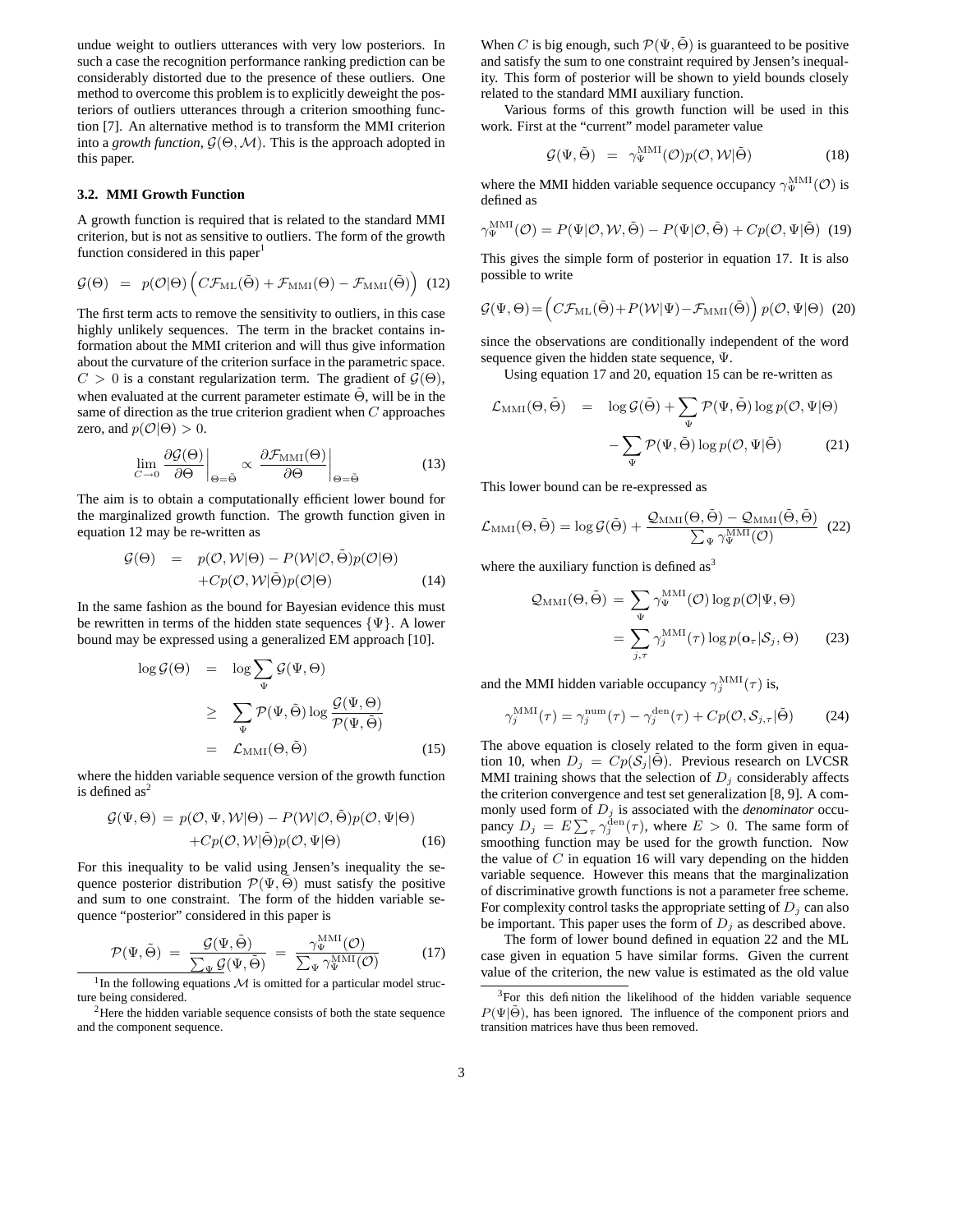undue weight to outliers utterances with very low posteriors. In such a case the recognition performance ranking prediction can be considerably distorted due to the presence of these outliers. One method to overcome this problem is to explicitly deweight the posteriors of outliers utterances through a criterion smoothing function [7]. An alternative method is to transform the MMI criterion into a *growth function*, $\mathcal{G}(\Theta, \mathcal{M})$. This is the approach adopted in this paper.

### 3.2. MMI Growth Function

A growth function is required that is related to the standard MMI criterion, but is not as sensitive to outliers. The form of the growth function considered in this paper[1]

$$\mathcal{G}(\Theta) \;=\; p(\mathcal{O}|\Theta)\left(C\mathcal{F}_{\rm ML}(\tilde{\Theta}) + \mathcal{F}_{\rm MMI}(\Theta) - \mathcal{F}_{\rm MMI}(\tilde{\Theta})\right) \quad (12)$$

The first term acts to remove the sensitivity to outliers, in this case highly unlikely sequences. The term in the bracket contains information about the MMI criterion and will thus give information about the curvature of the criterion surface in the parametric space. $C > 0$ is a constant regularization term. The gradient of $\mathcal{G}(\Theta)$, when evaluated at the current parameter estimate $\tilde{\Theta}$, will be in the same of direction as the true criterion gradient when $C$ approaches zero, and $p(\mathcal{O}|\Theta) > 0$.

$$\lim_{C\to 0}\left.\frac{\partial \mathcal{G}(\Theta)}{\partial \Theta}\right|_{\Theta=\tilde{\Theta}} \propto \left.\frac{\partial \mathcal{F}_{\rm MMI}(\Theta)}{\partial \Theta}\right|_{\Theta=\tilde{\Theta}} \quad (13)$$

The aim is to obtain a computationally efficient lower bound for the marginalized growth function. The growth function given in equation 12 may be re-written as

$$\begin{aligned}\mathcal{G}(\Theta) \;&=\; p(\mathcal{O},\mathcal{W}|\Theta) - P(\mathcal{W}|\mathcal{O},\tilde{\Theta})p(\mathcal{O}|\Theta) \\ &\quad + Cp(\mathcal{O},\mathcal{W}|\tilde{\Theta})p(\mathcal{O}|\Theta)\end{aligned} \quad (14)$$

In the same fashion as the bound for Bayesian evidence this must be rewritten in terms of the hidden state sequences $\{\Psi\}$. A lower bound may be expressed using a generalized EM approach [10].

$$\begin{aligned}\log \mathcal{G}(\Theta) \;&=\; \log \sum_{\Psi} \mathcal{G}(\Psi,\Theta) \\ &\geq\; \sum_{\Psi} \mathcal{P}(\Psi,\tilde{\Theta}) \log \frac{\mathcal{G}(\Psi,\Theta)}{\mathcal{P}(\Psi,\tilde{\Theta})} \\ &=\; \mathcal{L}_{\rm MMI}(\Theta,\tilde{\Theta})\end{aligned} \quad (15)$$

where the hidden variable sequence version of the growth function is defined as[2]

$$\begin{aligned}\mathcal{G}(\Psi,\Theta) \;&=\; p(\mathcal{O},\Psi,\mathcal{W}|\Theta) - P(\mathcal{W}|\mathcal{O},\tilde{\Theta})p(\mathcal{O},\Psi|\Theta) \\ &\quad + Cp(\mathcal{O},\mathcal{W}|\tilde{\Theta})p(\mathcal{O},\Psi|\Theta)\end{aligned} \quad (16)$$

For this inequality to be valid using Jensen's inequality the sequence posterior distribution $\mathcal{P}(\Psi,\tilde{\Theta})$ must satisfy the positive and sum to one constraint. The form of the hidden variable sequence "posterior" considered in this paper is

$$\mathcal{P}(\Psi,\tilde{\Theta}) \;=\; \frac{\mathcal{G}(\Psi,\tilde{\Theta})}{\sum_{\Psi}\mathcal{G}(\Psi,\tilde{\Theta})} \;=\; \frac{\gamma_{\Psi}^{\rm MMI}(\mathcal{O})}{\sum_{\Psi}\gamma_{\Psi}^{\rm MMI}(\mathcal{O})} \quad (17)$$

When $C$ is big enough, such $\mathcal{P}(\Psi,\tilde{\Theta})$ is guaranteed to be positive and satisfy the sum to one constraint required by Jensen's inequality. This form of posterior will be shown to yield bounds closely related to the standard MMI auxiliary function.

Various forms of this growth function will be used in this work. First at the "current" model parameter value

$$\mathcal{G}(\Psi,\tilde{\Theta}) \;=\; \gamma_{\Psi}^{\rm MMI}(\mathcal{O})p(\mathcal{O},\mathcal{W}|\tilde{\Theta}) \quad (18)$$

where the MMI hidden variable sequence occupancy $\gamma_{\Psi}^{\rm MMI}(\mathcal{O})$ is defined as

$$\gamma_{\Psi}^{\rm MMI}(\mathcal{O}) = P(\Psi|\mathcal{O},\mathcal{W},\tilde{\Theta}) - P(\Psi|\mathcal{O},\tilde{\Theta}) + Cp(\mathcal{O},\Psi|\tilde{\Theta}) \quad (19)$$

This gives the simple form of posterior in equation 17. It is also possible to write

$$\mathcal{G}(\Psi,\Theta) = \left(C\mathcal{F}_{\rm ML}(\tilde{\Theta}) + P(\mathcal{W}|\Psi) - \mathcal{F}_{\rm MMI}(\tilde{\Theta})\right)p(\mathcal{O},\Psi|\Theta) \quad (20)$$

since the observations are conditionally independent of the word sequence given the hidden state sequence, $\Psi$.

Using equation 17 and 20, equation 15 can be re-written as

$$\begin{aligned}\mathcal{L}_{\rm MMI}(\Theta,\tilde{\Theta}) \;&=\; \log \mathcal{G}(\tilde{\Theta}) + \sum_{\Psi}\mathcal{P}(\Psi,\tilde{\Theta})\log p(\mathcal{O},\Psi|\Theta) \\ &\quad - \sum_{\Psi}\mathcal{P}(\Psi,\tilde{\Theta})\log p(\mathcal{O},\Psi|\tilde{\Theta})\end{aligned} \quad (21)$$

This lower bound can be re-expressed as

$$\mathcal{L}_{\rm MMI}(\Theta,\tilde{\Theta}) = \log \mathcal{G}(\tilde{\Theta}) + \frac{\mathcal{Q}_{\rm MMI}(\Theta,\tilde{\Theta}) - \mathcal{Q}_{\rm MMI}(\tilde{\Theta},\tilde{\Theta})}{\sum_{\Psi}\gamma_{\Psi}^{\rm MMI}(\mathcal{O})} \quad (22)$$

where the auxiliary function is defined as[3]

$$\begin{aligned}\mathcal{Q}_{\rm MMI}(\Theta,\tilde{\Theta}) \;&=\; \sum_{\Psi}\gamma_{\Psi}^{\rm MMI}(\mathcal{O})\log p(\mathcal{O}|\Psi,\Theta) \\ &=\; \sum_{j,\tau}\gamma_{j}^{\rm MMI}(\tau)\log p(\mathbf{o}_{\tau}|\mathcal{S}_j,\Theta)\end{aligned} \quad (23)$$

and the MMI hidden variable occupancy $\gamma_{j}^{\rm MMI}(\tau)$ is,

$$\gamma_{j}^{\rm MMI}(\tau) = \gamma_{j}^{\rm num}(\tau) - \gamma_{j}^{\rm den}(\tau) + Cp(\mathcal{O},\mathcal{S}_{j,\tau}|\tilde{\Theta}) \quad (24)$$

The above equation is closely related to the form given in equation 10, when $D_j = Cp(\mathcal{S}_j|\tilde{\Theta})$. Previous research on LVCSR MMI training shows that the selection of $D_j$ considerably affects the criterion convergence and test set generalization [8, 9]. A commonly used form of $D_j$ is associated with the *denominator* occupancy $D_j = E\sum_{\tau}\gamma_{j}^{\rm den}(\tau)$, where $E > 0$. The same form of smoothing function may be used for the growth function. Now the value of $C$ in equation 16 will vary depending on the hidden variable sequence. However this means that the marginalization of discriminative growth functions is not a parameter free scheme. For complexity control tasks the appropriate setting of $D_j$ can also be important. This paper uses the form of $D_j$ as described above.

The form of lower bound defined in equation 22 and the ML case given in equation 5 have similar forms. Given the current value of the criterion, the new value is estimated as the old value

[1] In the following equations $\mathcal{M}$ is omitted for a particular model structure being considered.

[2] Here the hidden variable sequence consists of both the state sequence and the component sequence.

[3] For this definition the likelihood of the hidden variable sequence $P(\Psi|\tilde{\Theta})$, has been ignored. The influence of the component priors and transition matrices have thus been removed.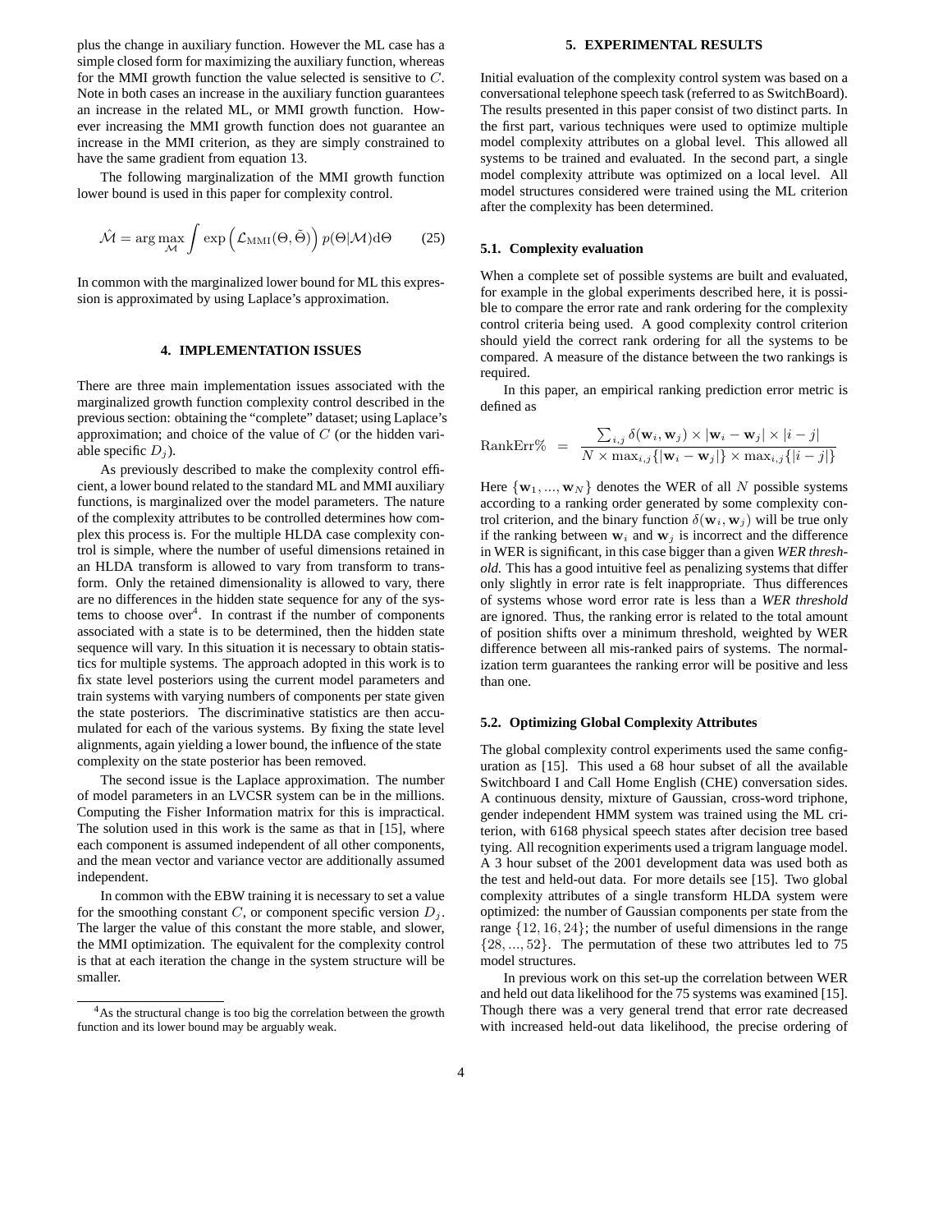plus the change in auxiliary function. However the ML case has a simple closed form for maximizing the auxiliary function, whereas for the MMI growth function the value selected is sensitive to $C$. Note in both cases an increase in the auxiliary function guarantees an increase in the related ML, or MMI growth function. However increasing the MMI growth function does not guarantee an increase in the MMI criterion, as they are simply constrained to have the same gradient from equation 13.

The following marginalization of the MMI growth function lower bound is used in this paper for complexity control.

$$\hat{\mathcal{M}} = \arg\max_{\mathcal{M}} \int \exp\left(\mathcal{L}_{\text{MMI}}(\Theta, \tilde{\Theta})\right) p(\Theta|\mathcal{M}) \mathrm{d}\Theta \qquad (25)$$

In common with the marginalized lower bound for ML this expression is approximated by using Laplace's approximation.

## 4. IMPLEMENTATION ISSUES

There are three main implementation issues associated with the marginalized growth function complexity control described in the previous section: obtaining the "complete" dataset; using Laplace's approximation; and choice of the value of $C$ (or the hidden variable specific $D_j$).

As previously described to make the complexity control efficient, a lower bound related to the standard ML and MMI auxiliary functions, is marginalized over the model parameters. The nature of the complexity attributes to be controlled determines how complex this process is. For the multiple HLDA case complexity control is simple, where the number of useful dimensions retained in an HLDA transform is allowed to vary from transform to transform. Only the retained dimensionality is allowed to vary, there are no differences in the hidden state sequence for any of the systems to choose over[4]. In contrast if the number of components associated with a state is to be determined, then the hidden state sequence will vary. In this situation it is necessary to obtain statistics for multiple systems. The approach adopted in this work is to fix state level posteriors using the current model parameters and train systems with varying numbers of components per state given the state posteriors. The discriminative statistics are then accumulated for each of the various systems. By fixing the state level alignments, again yielding a lower bound, the influence of the state complexity on the state posterior has been removed.

The second issue is the Laplace approximation. The number of model parameters in an LVCSR system can be in the millions. Computing the Fisher Information matrix for this is impractical. The solution used in this work is the same as that in [15], where each component is assumed independent of all other components, and the mean vector and variance vector are additionally assumed independent.

In common with the EBW training it is necessary to set a value for the smoothing constant $C$, or component specific version $D_j$. The larger the value of this constant the more stable, and slower, the MMI optimization. The equivalent for the complexity control is that at each iteration the change in the system structure will be smaller.

[4] As the structural change is too big the correlation between the growth function and its lower bound may be arguably weak.

## 5. EXPERIMENTAL RESULTS

Initial evaluation of the complexity control system was based on a conversational telephone speech task (referred to as SwitchBoard). The results presented in this paper consist of two distinct parts. In the first part, various techniques were used to optimize multiple model complexity attributes on a global level. This allowed all systems to be trained and evaluated. In the second part, a single model complexity attribute was optimized on a local level. All model structures considered were trained using the ML criterion after the complexity has been determined.

### 5.1. Complexity evaluation

When a complete set of possible systems are built and evaluated, for example in the global experiments described here, it is possible to compare the error rate and rank ordering for the complexity control criteria being used. A good complexity control criterion should yield the correct rank ordering for all the systems to be compared. A measure of the distance between the two rankings is required.

In this paper, an empirical ranking prediction error metric is defined as

$$\text{RankErr\%} \;=\; \frac{\sum_{i,j} \delta(\mathbf{w}_i, \mathbf{w}_j) \times |\mathbf{w}_i - \mathbf{w}_j| \times |i-j|}{N \times \max_{i,j}\{|\mathbf{w}_i - \mathbf{w}_j|\} \times \max_{i,j}\{|i-j|\}}$$

Here $\{\mathbf{w}_1, ..., \mathbf{w}_N\}$ denotes the WER of all $N$ possible systems according to a ranking order generated by some complexity control criterion, and the binary function $\delta(\mathbf{w}_i, \mathbf{w}_j)$ will be true only if the ranking between $\mathbf{w}_i$ and $\mathbf{w}_j$ is incorrect and the difference in WER is significant, in this case bigger than a given *WER threshold*. This has a good intuitive feel as penalizing systems that differ only slightly in error rate is felt inappropriate. Thus differences of systems whose word error rate is less than a *WER threshold* are ignored. Thus, the ranking error is related to the total amount of position shifts over a minimum threshold, weighted by WER difference between all mis-ranked pairs of systems. The normalization term guarantees the ranking error will be positive and less than one.

### 5.2. Optimizing Global Complexity Attributes

The global complexity control experiments used the same configuration as [15]. This used a 68 hour subset of all the available Switchboard I and Call Home English (CHE) conversation sides. A continuous density, mixture of Gaussian, cross-word triphone, gender independent HMM system was trained using the ML criterion, with 6168 physical speech states after decision tree based tying. All recognition experiments used a trigram language model. A 3 hour subset of the 2001 development data was used both as the test and held-out data. For more details see [15]. Two global complexity attributes of a single transform HLDA system were optimized: the number of Gaussian components per state from the range $\{12, 16, 24\}$; the number of useful dimensions in the range $\{28, ..., 52\}$. The permutation of these two attributes led to 75 model structures.

In previous work on this set-up the correlation between WER and held out data likelihood for the 75 systems was examined [15]. Though there was a very general trend that error rate decreased with increased held-out data likelihood, the precise ordering of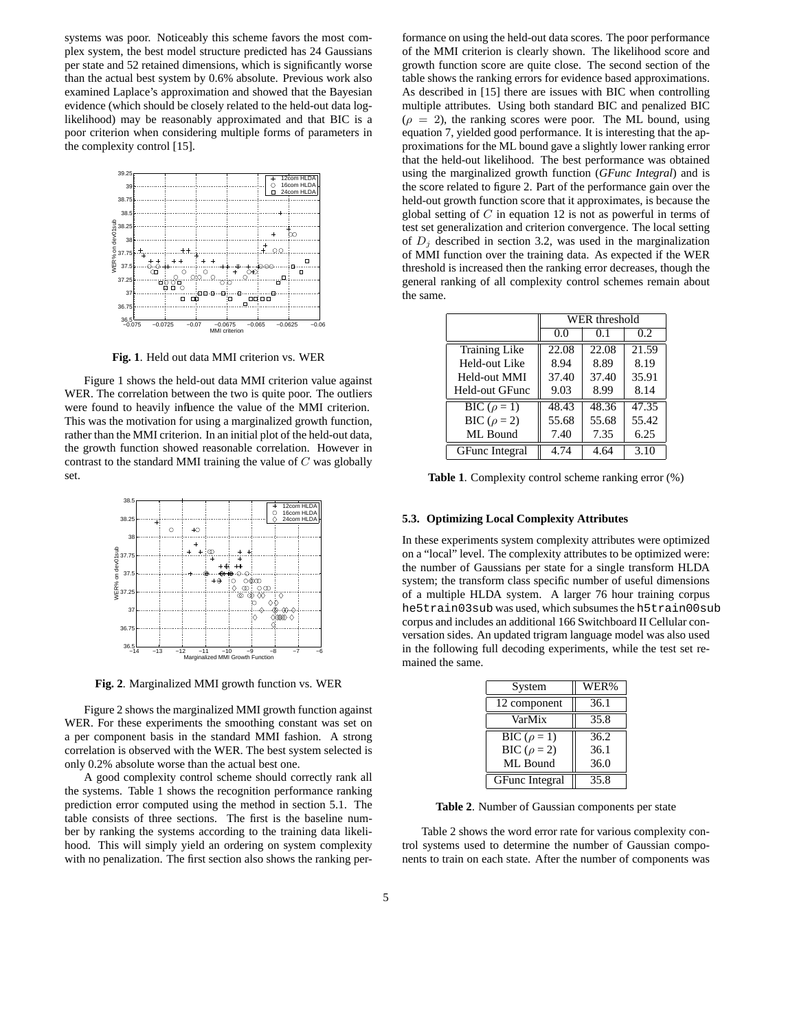systems was poor. Noticeably this scheme favors the most complex system, the best model structure predicted has 24 Gaussians per state and 52 retained dimensions, which is significantly worse than the actual best system by 0.6% absolute. Previous work also examined Laplace's approximation and showed that the Bayesian evidence (which should be closely related to the held-out data log-likelihood) may be reasonably approximated and that BIC is a poor criterion when considering multiple forms of parameters in the complexity control [15].

**Fig. 1**. Held out data MMI criterion vs. WER

Figure 1 shows the held-out data MMI criterion value against WER. The correlation between the two is quite poor. The outliers were found to heavily influence the value of the MMI criterion. This was the motivation for using a marginalized growth function, rather than the MMI criterion. In an initial plot of the held-out data, the growth function showed reasonable correlation. However in contrast to the standard MMI training the value of $C$ was globally set.

**Fig. 2**. Marginalized MMI growth function vs. WER

Figure 2 shows the marginalized MMI growth function against WER. For these experiments the smoothing constant was set on a per component basis in the standard MMI fashion. A strong correlation is observed with the WER. The best system selected is only 0.2% absolute worse than the actual best one.

A good complexity control scheme should correctly rank all the systems. Table 1 shows the recognition performance ranking prediction error computed using the method in section 5.1. The table consists of three sections. The first is the baseline number by ranking the systems according to the training data likelihood. This will simply yield an ordering on system complexity with no penalization. The first section also shows the ranking performance on using the held-out data scores. The poor performance of the MMI criterion is clearly shown. The likelihood score and growth function score are quite close. The second section of the table shows the ranking errors for evidence based approximations. As described in [15] there are issues with BIC when controlling multiple attributes. Using both standard BIC and penalized BIC ($\rho = 2$), the ranking scores were poor. The ML bound, using equation 7, yielded good performance. It is interesting that the approximations for the ML bound gave a slightly lower ranking error that the held-out likelihood. The best performance was obtained using the marginalized growth function (*GFunc Integral*) and is the score related to figure 2. Part of the performance gain over the held-out growth function score that it approximates, is because the global setting of $C$ in equation 12 is not as powerful in terms of test set generalization and criterion convergence. The local setting of $D_j$ described in section 3.2, was used in the marginalization of MMI function over the training data. As expected if the WER threshold is increased then the ranking error decreases, though the general ranking of all complexity control schemes remain about the same.

| | WER threshold | | |
|---|---|---|---|
| | 0.0 | 0.1 | 0.2 |
| Training Like | 22.08 | 22.08 | 21.59 |
| Held-out Like | 8.94 | 8.89 | 8.19 |
| Held-out MMI | 37.40 | 37.40 | 35.91 |
| Held-out GFunc | 9.03 | 8.99 | 8.14 |
| BIC ($\rho = 1$) | 48.43 | 48.36 | 47.35 |
| BIC ($\rho = 2$) | 55.68 | 55.68 | 55.42 |
| ML Bound | 7.40 | 7.35 | 6.25 |
| GFunc Integral | 4.74 | 4.64 | 3.10 |

**Table 1**. Complexity control scheme ranking error (%)

### 5.3. Optimizing Local Complexity Attributes

In these experiments system complexity attributes were optimized on a "local" level. The complexity attributes to be optimized were: the number of Gaussians per state for a single transform HLDA system; the transform class specific number of useful dimensions of a multiple HLDA system. A larger 76 hour training corpus `he5train03sub` was used, which subsumes the `h5train00sub` corpus and includes an additional 166 Switchboard II Cellular conversation sides. An updated trigram language model was also used in the following full decoding experiments, while the test set remained the same.

| System | WER% |
|---|---|
| 12 component | 36.1 |
| VarMix | 35.8 |
| BIC ($\rho = 1$) | 36.2 |
| BIC ($\rho = 2$) | 36.1 |
| ML Bound | 36.0 |
| GFunc Integral | 35.8 |

**Table 2**. Number of Gaussian components per state

Table 2 shows the word error rate for various complexity control systems used to determine the number of Gaussian components to train on each state. After the number of components was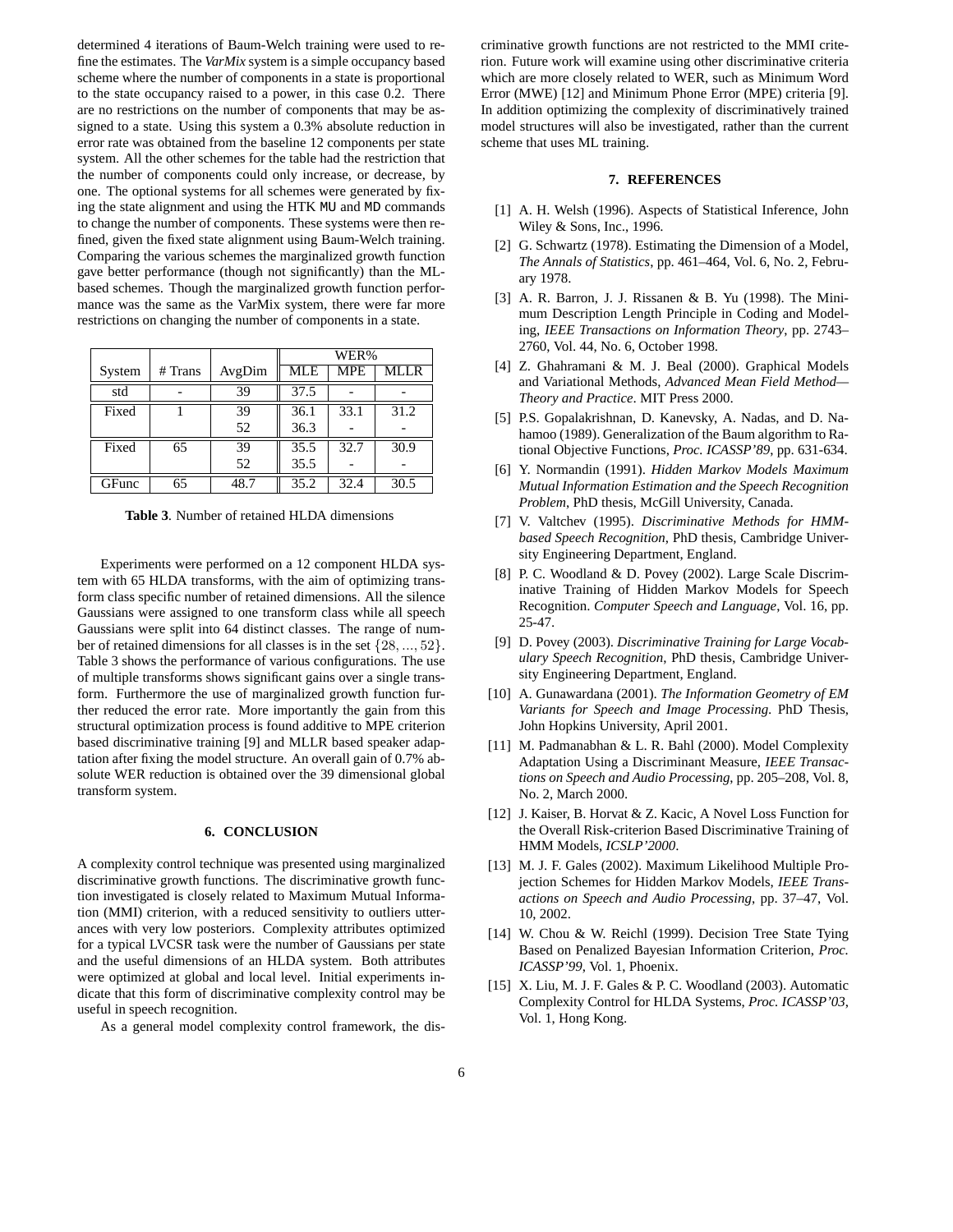determined 4 iterations of Baum-Welch training were used to refine the estimates. The *VarMix* system is a simple occupancy based scheme where the number of components in a state is proportional to the state occupancy raised to a power, in this case 0.2. There are no restrictions on the number of components that may be assigned to a state. Using this system a 0.3% absolute reduction in error rate was obtained from the baseline 12 components per state system. All the other schemes for the table had the restriction that the number of components could only increase, or decrease, by one. The optional systems for all schemes were generated by fixing the state alignment and using the HTK `MU` and `MD` commands to change the number of components. These systems were then refined, given the fixed state alignment using Baum-Welch training. Comparing the various schemes the marginalized growth function gave better performance (though not significantly) than the ML-based schemes. Though the marginalized growth function performance was the same as the VarMix system, there were far more restrictions on changing the number of components in a state.

| System | # Trans | AvgDim | WER% | | |
|---|---|---|---|---|---|
| | | | MLE | MPE | MLLR |
| std | - | 39 | 37.5 | - | - |
| Fixed | 1 | 39 | 36.1 | 33.1 | 31.2 |
| | | 52 | 36.3 | - | - |
| Fixed | 65 | 39 | 35.5 | 32.7 | 30.9 |
| | | 52 | 35.5 | - | - |
| GFunc | 65 | 48.7 | 35.2 | 32.4 | 30.5 |

**Table 3**. Number of retained HLDA dimensions

Experiments were performed on a 12 component HLDA system with 65 HLDA transforms, with the aim of optimizing transform class specific number of retained dimensions. All the silence Gaussians were assigned to one transform class while all speech Gaussians were split into 64 distinct classes. The range of number of retained dimensions for all classes is in the set $\{28, ..., 52\}$. Table 3 shows the performance of various configurations. The use of multiple transforms shows significant gains over a single transform. Furthermore the use of marginalized growth function further reduced the error rate. More importantly the gain from this structural optimization process is found additive to MPE criterion based discriminative training [9] and MLLR based speaker adaptation after fixing the model structure. An overall gain of 0.7% absolute WER reduction is obtained over the 39 dimensional global transform system.

## 6. CONCLUSION

A complexity control technique was presented using marginalized discriminative growth functions. The discriminative growth function investigated is closely related to Maximum Mutual Information (MMI) criterion, with a reduced sensitivity to outliers utterances with very low posteriors. Complexity attributes optimized for a typical LVCSR task were the number of Gaussians per state and the useful dimensions of an HLDA system. Both attributes were optimized at global and local level. Initial experiments indicate that this form of discriminative complexity control may be useful in speech recognition.

As a general model complexity control framework, the discriminative growth functions are not restricted to the MMI criterion. Future work will examine using other discriminative criteria which are more closely related to WER, such as Minimum Word Error (MWE) [12] and Minimum Phone Error (MPE) criteria [9]. In addition optimizing the complexity of discriminatively trained model structures will also be investigated, rather than the current scheme that uses ML training.

## 7. REFERENCES

[1] A. H. Welsh (1996). Aspects of Statistical Inference, John Wiley & Sons, Inc., 1996.

[2] G. Schwartz (1978). Estimating the Dimension of a Model, *The Annals of Statistics*, pp. 461–464, Vol. 6, No. 2, February 1978.

[3] A. R. Barron, J. J. Rissanen & B. Yu (1998). The Minimum Description Length Principle in Coding and Modeling, *IEEE Transactions on Information Theory*, pp. 2743–2760, Vol. 44, No. 6, October 1998.

[4] Z. Ghahramani & M. J. Beal (2000). Graphical Models and Variational Methods, *Advanced Mean Field Method—Theory and Practice*. MIT Press 2000.

[5] P.S. Gopalakrishnan, D. Kanevsky, A. Nadas, and D. Nahamoo (1989). Generalization of the Baum algorithm to Rational Objective Functions, *Proc. ICASSP'89*, pp. 631-634.

[6] Y. Normandin (1991). *Hidden Markov Models Maximum Mutual Information Estimation and the Speech Recognition Problem*, PhD thesis, McGill University, Canada.

[7] V. Valtchev (1995). *Discriminative Methods for HMM-based Speech Recognition*, PhD thesis, Cambridge University Engineering Department, England.

[8] P. C. Woodland & D. Povey (2002). Large Scale Discriminative Training of Hidden Markov Models for Speech Recognition. *Computer Speech and Language*, Vol. 16, pp. 25-47.

[9] D. Povey (2003). *Discriminative Training for Large Vocabulary Speech Recognition*, PhD thesis, Cambridge University Engineering Department, England.

[10] A. Gunawardana (2001). *The Information Geometry of EM Variants for Speech and Image Processing*. PhD Thesis, John Hopkins University, April 2001.

[11] M. Padmanabhan & L. R. Bahl (2000). Model Complexity Adaptation Using a Discriminant Measure, *IEEE Transactions on Speech and Audio Processing*, pp. 205–208, Vol. 8, No. 2, March 2000.

[12] J. Kaiser, B. Horvat & Z. Kacic, A Novel Loss Function for the Overall Risk-criterion Based Discriminative Training of HMM Models, *ICSLP'2000*.

[13] M. J. F. Gales (2002). Maximum Likelihood Multiple Projection Schemes for Hidden Markov Models, *IEEE Transactions on Speech and Audio Processing*, pp. 37–47, Vol. 10, 2002.

[14] W. Chou & W. Reichl (1999). Decision Tree State Tying Based on Penalized Bayesian Information Criterion, *Proc. ICASSP'99*, Vol. 1, Phoenix.

[15] X. Liu, M. J. F. Gales & P. C. Woodland (2003). Automatic Complexity Control for HLDA Systems, *Proc. ICASSP'03*, Vol. 1, Hong Kong.